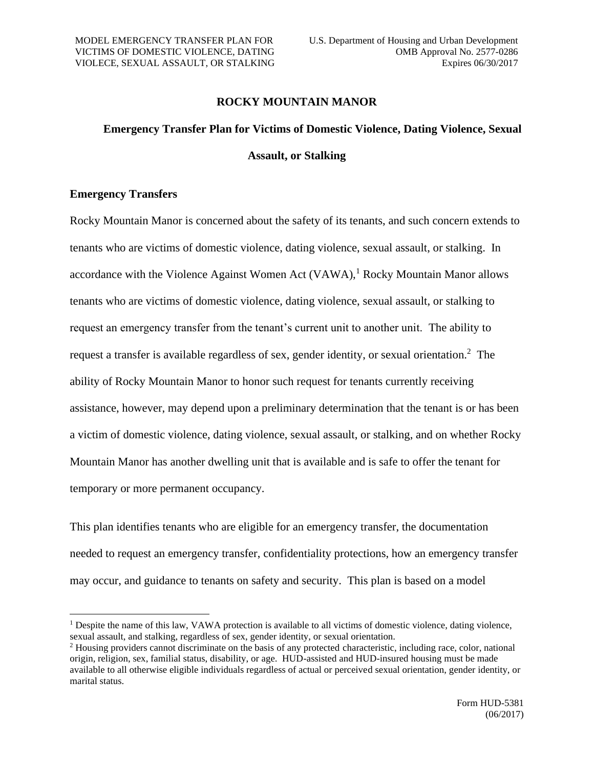# ROCKY MOUNTAIN MANOR

## Emergency Transfer Plan for Victims of Domestic Violence, Dating Violence, Sexual Assault, or Stalking

### Emergency Transfers

Rocky Mountain Manor is concerned about the safety of its tenants, and such concern extends to tenants who are victims of domestic violence, dating violence, sexual assault, or stalking. In accordance with the Violence Against Women Act (VAWA),[1] Rocky Mountain Manor allows tenants who are victims of domestic violence, dating violence, sexual assault, or stalking to request an emergency transfer from the tenant's current unit to another unit. The ability to request a transfer is available regardless of sex, gender identity, or sexual orientation.[2] The ability of Rocky Mountain Manor to honor such request for tenants currently receiving assistance, however, may depend upon a preliminary determination that the tenant is or has been a victim of domestic violence, dating violence, sexual assault, or stalking, and on whether Rocky Mountain Manor has another dwelling unit that is available and is safe to offer the tenant for temporary or more permanent occupancy.

This plan identifies tenants who are eligible for an emergency transfer, the documentation needed to request an emergency transfer, confidentiality protections, how an emergency transfer may occur, and guidance to tenants on safety and security. This plan is based on a model

---

[1] Despite the name of this law, VAWA protection is available to all victims of domestic violence, dating violence, sexual assault, and stalking, regardless of sex, gender identity, or sexual orientation.

[2] Housing providers cannot discriminate on the basis of any protected characteristic, including race, color, national origin, religion, sex, familial status, disability, or age. HUD-assisted and HUD-insured housing must be made available to all otherwise eligible individuals regardless of actual or perceived sexual orientation, gender identity, or marital status.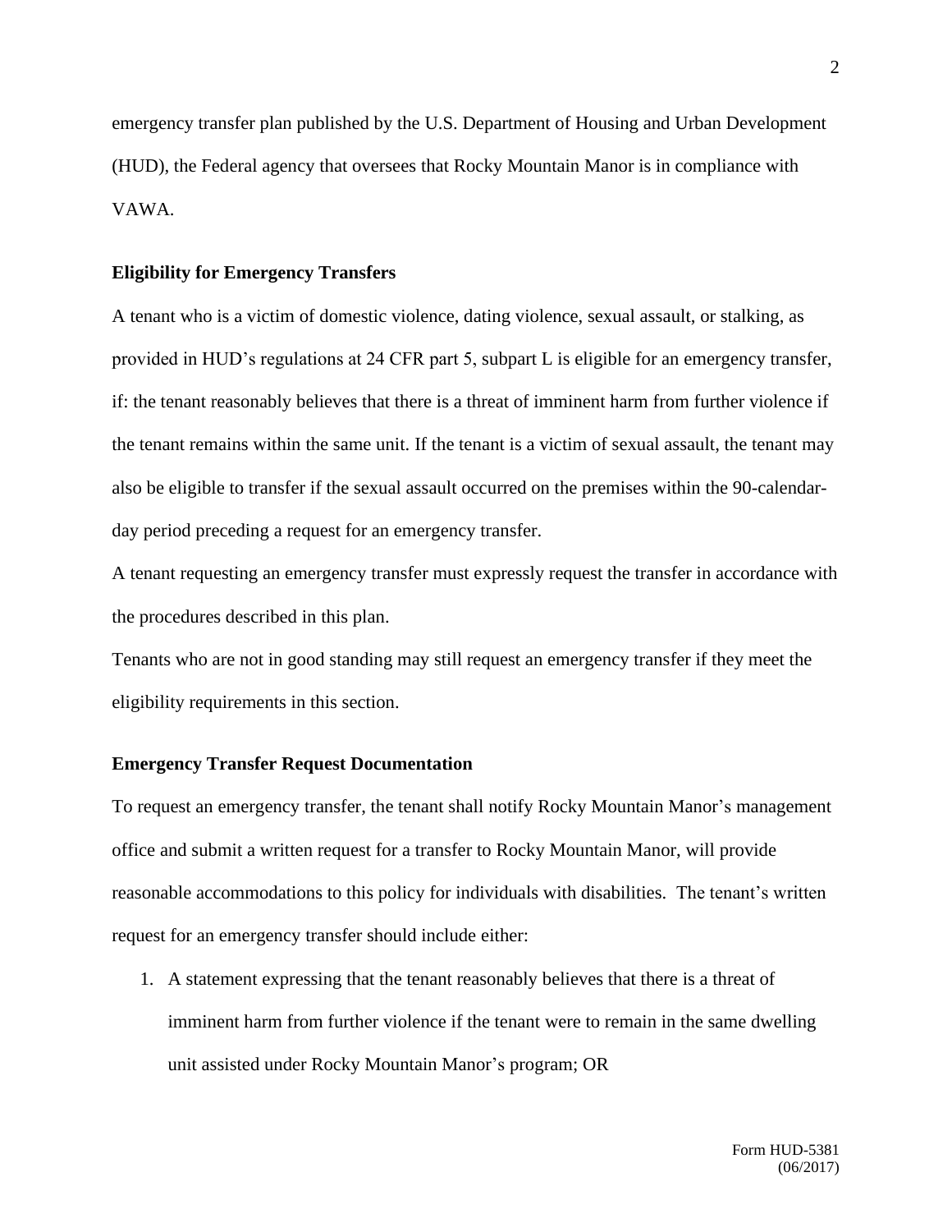emergency transfer plan published by the U.S. Department of Housing and Urban Development (HUD), the Federal agency that oversees that Rocky Mountain Manor is in compliance with VAWA.

**Eligibility for Emergency Transfers**

A tenant who is a victim of domestic violence, dating violence, sexual assault, or stalking, as provided in HUD's regulations at 24 CFR part 5, subpart L is eligible for an emergency transfer, if: the tenant reasonably believes that there is a threat of imminent harm from further violence if the tenant remains within the same unit. If the tenant is a victim of sexual assault, the tenant may also be eligible to transfer if the sexual assault occurred on the premises within the 90-calendar-day period preceding a request for an emergency transfer.

A tenant requesting an emergency transfer must expressly request the transfer in accordance with the procedures described in this plan.

Tenants who are not in good standing may still request an emergency transfer if they meet the eligibility requirements in this section.

**Emergency Transfer Request Documentation**

To request an emergency transfer, the tenant shall notify Rocky Mountain Manor's management office and submit a written request for a transfer to Rocky Mountain Manor, will provide reasonable accommodations to this policy for individuals with disabilities. The tenant's written request for an emergency transfer should include either:

1. A statement expressing that the tenant reasonably believes that there is a threat of imminent harm from further violence if the tenant were to remain in the same dwelling unit assisted under Rocky Mountain Manor's program; OR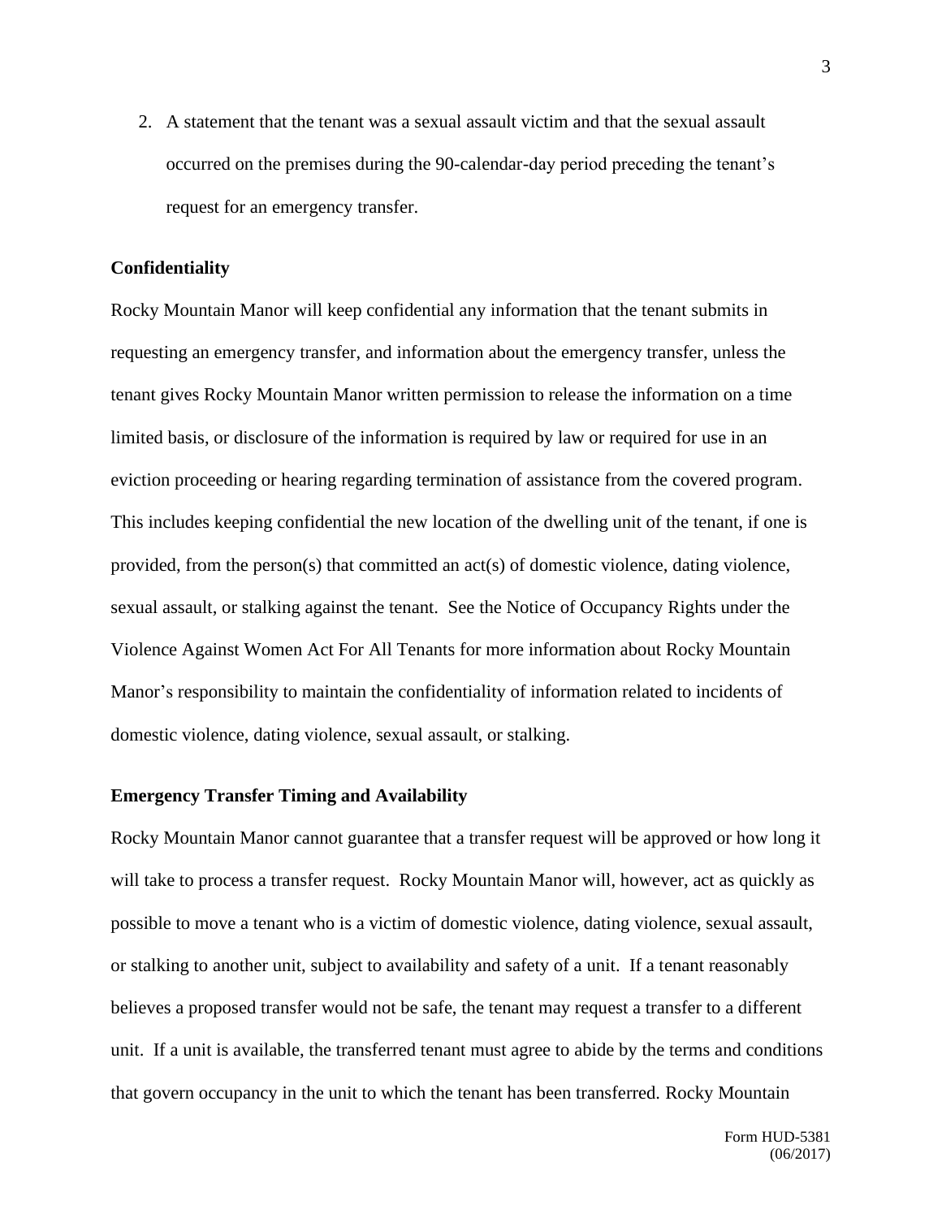2. A statement that the tenant was a sexual assault victim and that the sexual assault occurred on the premises during the 90-calendar-day period preceding the tenant's request for an emergency transfer.

**Confidentiality**

Rocky Mountain Manor will keep confidential any information that the tenant submits in requesting an emergency transfer, and information about the emergency transfer, unless the tenant gives Rocky Mountain Manor written permission to release the information on a time limited basis, or disclosure of the information is required by law or required for use in an eviction proceeding or hearing regarding termination of assistance from the covered program. This includes keeping confidential the new location of the dwelling unit of the tenant, if one is provided, from the person(s) that committed an act(s) of domestic violence, dating violence, sexual assault, or stalking against the tenant. See the Notice of Occupancy Rights under the Violence Against Women Act For All Tenants for more information about Rocky Mountain Manor's responsibility to maintain the confidentiality of information related to incidents of domestic violence, dating violence, sexual assault, or stalking.

**Emergency Transfer Timing and Availability**

Rocky Mountain Manor cannot guarantee that a transfer request will be approved or how long it will take to process a transfer request. Rocky Mountain Manor will, however, act as quickly as possible to move a tenant who is a victim of domestic violence, dating violence, sexual assault, or stalking to another unit, subject to availability and safety of a unit. If a tenant reasonably believes a proposed transfer would not be safe, the tenant may request a transfer to a different unit. If a unit is available, the transferred tenant must agree to abide by the terms and conditions that govern occupancy in the unit to which the tenant has been transferred. Rocky Mountain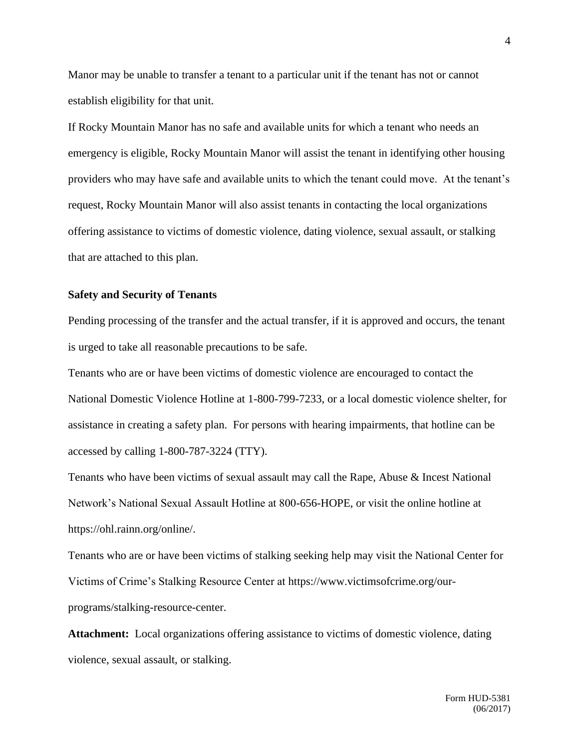Manor may be unable to transfer a tenant to a particular unit if the tenant has not or cannot establish eligibility for that unit.

If Rocky Mountain Manor has no safe and available units for which a tenant who needs an emergency is eligible, Rocky Mountain Manor will assist the tenant in identifying other housing providers who may have safe and available units to which the tenant could move. At the tenant's request, Rocky Mountain Manor will also assist tenants in contacting the local organizations offering assistance to victims of domestic violence, dating violence, sexual assault, or stalking that are attached to this plan.

**Safety and Security of Tenants**

Pending processing of the transfer and the actual transfer, if it is approved and occurs, the tenant is urged to take all reasonable precautions to be safe.

Tenants who are or have been victims of domestic violence are encouraged to contact the National Domestic Violence Hotline at 1-800-799-7233, or a local domestic violence shelter, for assistance in creating a safety plan. For persons with hearing impairments, that hotline can be accessed by calling 1-800-787-3224 (TTY).

Tenants who have been victims of sexual assault may call the Rape, Abuse & Incest National Network's National Sexual Assault Hotline at 800-656-HOPE, or visit the online hotline at https://ohl.rainn.org/online/.

Tenants who are or have been victims of stalking seeking help may visit the National Center for Victims of Crime's Stalking Resource Center at https://www.victimsofcrime.org/our-programs/stalking-resource-center.

**Attachment:** Local organizations offering assistance to victims of domestic violence, dating violence, sexual assault, or stalking.

Form HUD-5381
(06/2017)